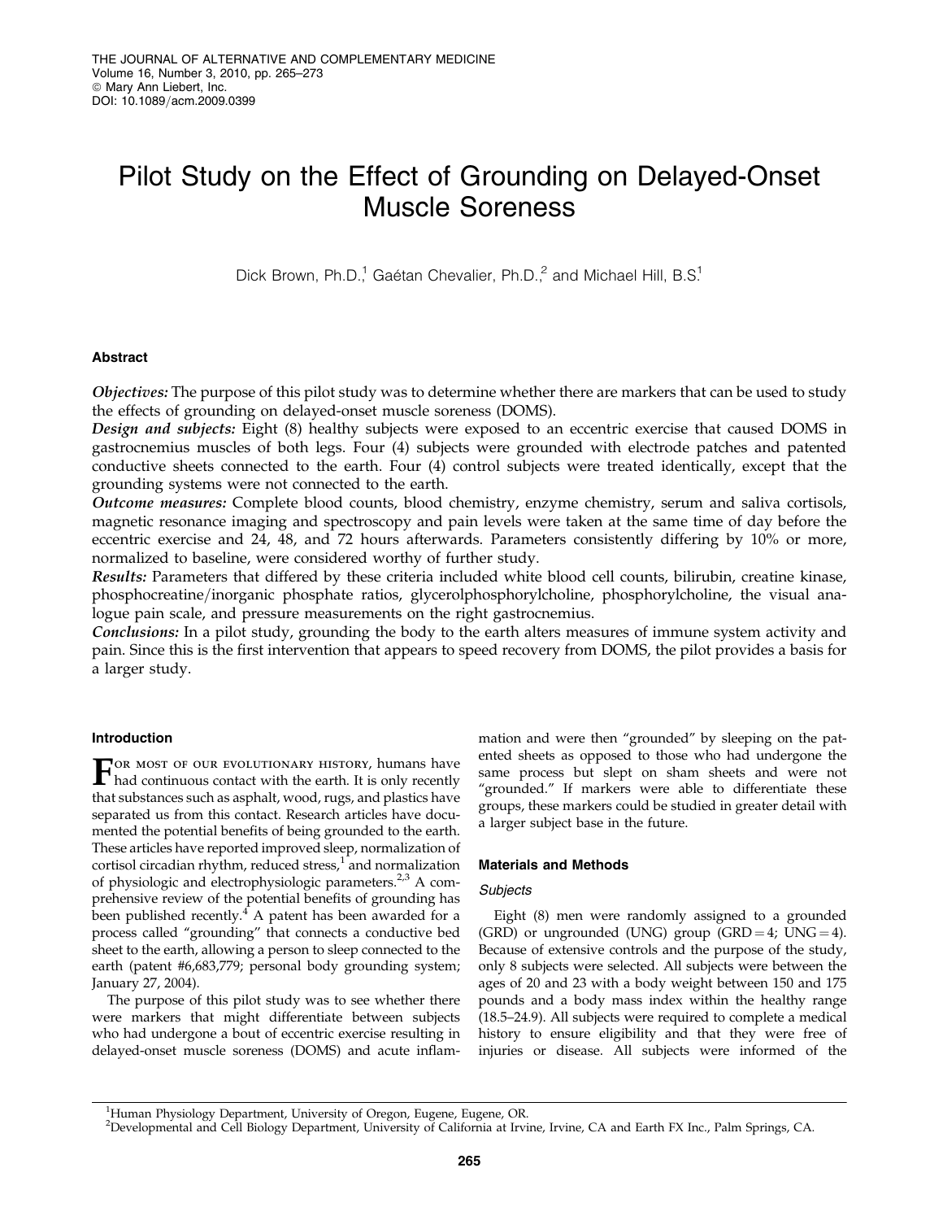# Pilot Study on the Effect of Grounding on Delayed-Onset Muscle Soreness

Dick Brown, Ph.D.,[1] Gaétan Chevalier, Ph.D.,[2] and Michael Hill, B.S.[1]

## Abstract

***Objectives:*** The purpose of this pilot study was to determine whether there are markers that can be used to study the effects of grounding on delayed-onset muscle soreness (DOMS).

***Design and subjects:*** Eight (8) healthy subjects were exposed to an eccentric exercise that caused DOMS in gastrocnemius muscles of both legs. Four (4) subjects were grounded with electrode patches and patented conductive sheets connected to the earth. Four (4) control subjects were treated identically, except that the grounding systems were not connected to the earth.

***Outcome measures:*** Complete blood counts, blood chemistry, enzyme chemistry, serum and saliva cortisols, magnetic resonance imaging and spectroscopy and pain levels were taken at the same time of day before the eccentric exercise and 24, 48, and 72 hours afterwards. Parameters consistently differing by 10% or more, normalized to baseline, were considered worthy of further study.

***Results:*** Parameters that differed by these criteria included white blood cell counts, bilirubin, creatine kinase, phosphocreatine/inorganic phosphate ratios, glycerolphosphorylcholine, phosphorylcholine, the visual analogue pain scale, and pressure measurements on the right gastrocnemius.

***Conclusions:*** In a pilot study, grounding the body to the earth alters measures of immune system activity and pain. Since this is the first intervention that appears to speed recovery from DOMS, the pilot provides a basis for a larger study.

## Introduction

For most of our evolutionary history, humans have had continuous contact with the earth. It is only recently that substances such as asphalt, wood, rugs, and plastics have separated us from this contact. Research articles have documented the potential benefits of being grounded to the earth. These articles have reported improved sleep, normalization of cortisol circadian rhythm, reduced stress,[1] and normalization of physiologic and electrophysiologic parameters.[2,3] A comprehensive review of the potential benefits of grounding has been published recently.[4] A patent has been awarded for a process called "grounding" that connects a conductive bed sheet to the earth, allowing a person to sleep connected to the earth (patent #6,683,779; personal body grounding system; January 27, 2004).

The purpose of this pilot study was to see whether there were markers that might differentiate between subjects who had undergone a bout of eccentric exercise resulting in delayed-onset muscle soreness (DOMS) and acute inflammation and were then "grounded" by sleeping on the patented sheets as opposed to those who had undergone the same process but slept on sham sheets and were not "grounded." If markers were able to differentiate these groups, these markers could be studied in greater detail with a larger subject base in the future.

## Materials and Methods

### Subjects

Eight (8) men were randomly assigned to a grounded (GRD) or ungrounded (UNG) group (GRD = 4; UNG = 4). Because of extensive controls and the purpose of the study, only 8 subjects were selected. All subjects were between the ages of 20 and 23 with a body weight between 150 and 175 pounds and a body mass index within the healthy range (18.5–24.9). All subjects were required to complete a medical history to ensure eligibility and that they were free of injuries or disease. All subjects were informed of the

[1]Human Physiology Department, University of Oregon, Eugene, Eugene, OR.

[2]Developmental and Cell Biology Department, University of California at Irvine, Irvine, CA and Earth FX Inc., Palm Springs, CA.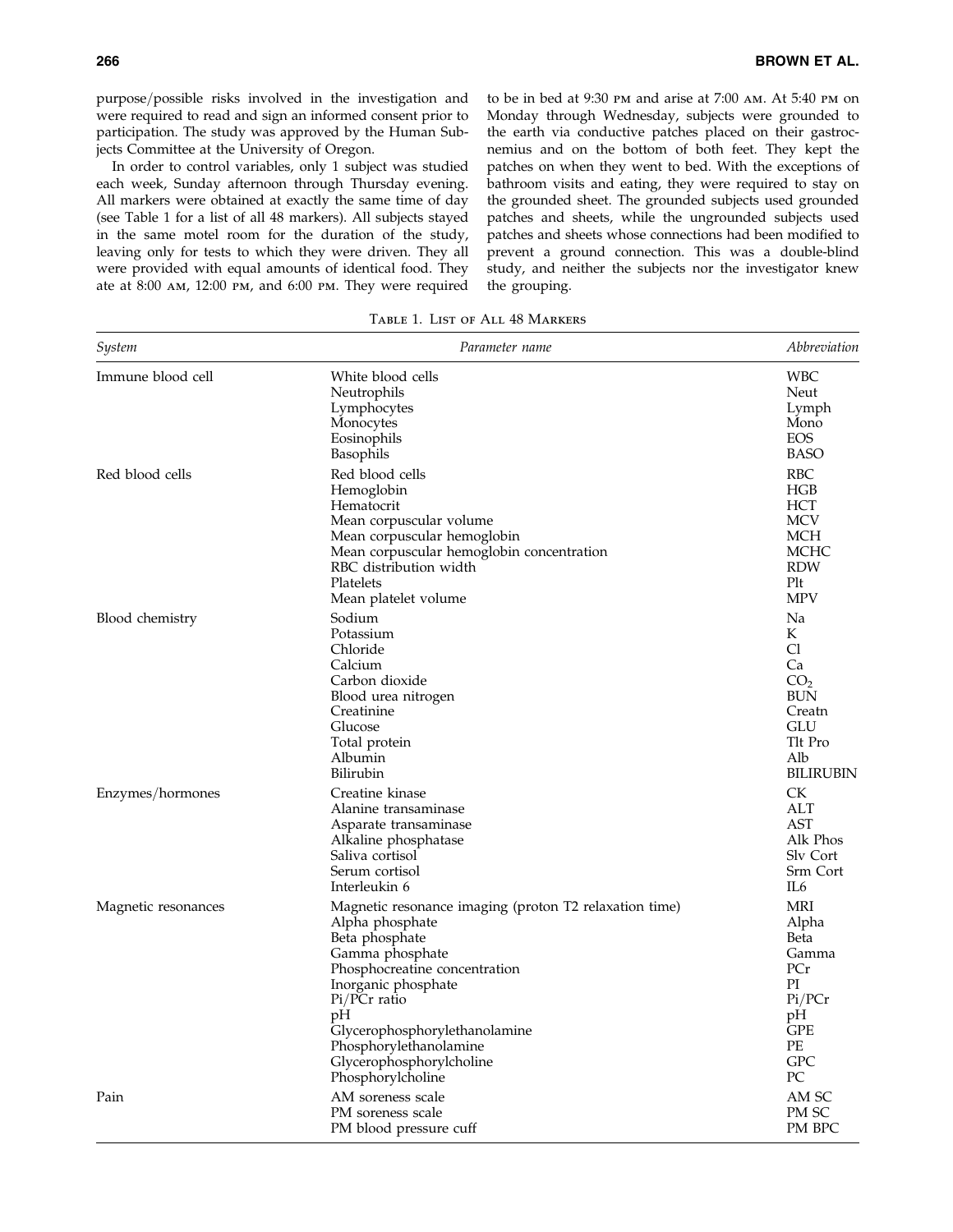purpose/possible risks involved in the investigation and were required to read and sign an informed consent prior to participation. The study was approved by the Human Subjects Committee at the University of Oregon.

In order to control variables, only 1 subject was studied each week, Sunday afternoon through Thursday evening. All markers were obtained at exactly the same time of day (see Table 1 for a list of all 48 markers). All subjects stayed in the same motel room for the duration of the study, leaving only for tests to which they were driven. They all were provided with equal amounts of identical food. They ate at 8:00 AM, 12:00 PM, and 6:00 PM. They were required to be in bed at 9:30 PM and arise at 7:00 AM. At 5:40 PM on Monday through Wednesday, subjects were grounded to the earth via conductive patches placed on their gastrocnemius and on the bottom of both feet. They kept the patches on when they went to bed. With the exceptions of bathroom visits and eating, they were required to stay on the grounded sheet. The grounded subjects used grounded patches and sheets, while the ungrounded subjects used patches and sheets whose connections had been modified to prevent a ground connection. This was a double-blind study, and neither the subjects nor the investigator knew the grouping.

Table 1. List of All 48 Markers

| *System* | *Parameter name* | *Abbreviation* |
|---|---|---|
| Immune blood cell | White blood cells | WBC |
| | Neutrophils | Neut |
| | Lymphocytes | Lymph |
| | Monocytes | Mono |
| | Eosinophils | EOS |
| | Basophils | BASO |
| Red blood cells | Red blood cells | RBC |
| | Hemoglobin | HGB |
| | Hematocrit | HCT |
| | Mean corpuscular volume | MCV |
| | Mean corpuscular hemoglobin | MCH |
| | Mean corpuscular hemoglobin concentration | MCHC |
| | RBC distribution width | RDW |
| | Platelets | Plt |
| | Mean platelet volume | MPV |
| Blood chemistry | Sodium | Na |
| | Potassium | K |
| | Chloride | Cl |
| | Calcium | Ca |
| | Carbon dioxide | $CO_2$ |
| | Blood urea nitrogen | BUN |
| | Creatinine | Creatn |
| | Glucose | GLU |
| | Total protein | Tlt Pro |
| | Albumin | Alb |
| | Bilirubin | BILIRUBIN |
| Enzymes/hormones | Creatine kinase | CK |
| | Alanine transaminase | ALT |
| | Asparate transaminase | AST |
| | Alkaline phosphatase | Alk Phos |
| | Saliva cortisol | Slv Cort |
| | Serum cortisol | Srm Cort |
| | Interleukin 6 | IL6 |
| Magnetic resonances | Magnetic resonance imaging (proton T2 relaxation time) | MRI |
| | Alpha phosphate | Alpha |
| | Beta phosphate | Beta |
| | Gamma phosphate | Gamma |
| | Phosphocreatine concentration | PCr |
| | Inorganic phosphate | PI |
| | Pi/PCr ratio | Pi/PCr |
| | pH | pH |
| | Glycerophosphorylethanolamine | GPE |
| | Phosphorylethanolamine | PE |
| | Glycerophosphorylcholine | GPC |
| | Phosphorylcholine | PC |
| Pain | AM soreness scale | AM SC |
| | PM soreness scale | PM SC |
| | PM blood pressure cuff | PM BPC |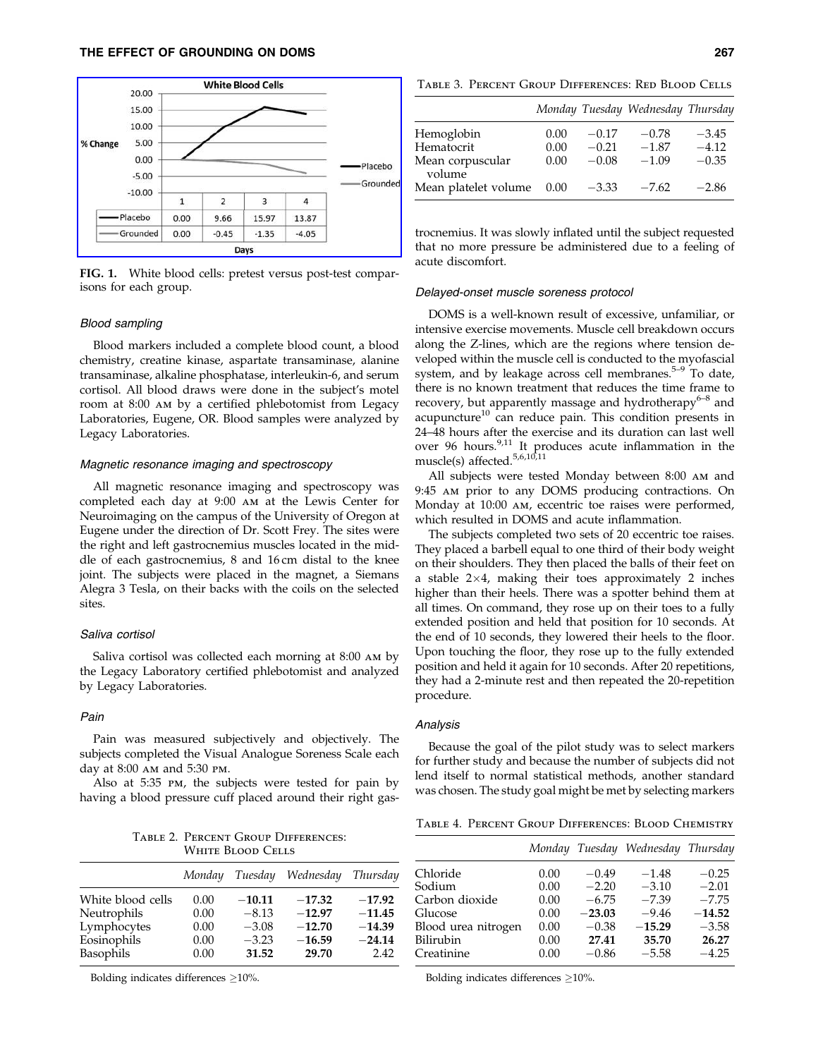| | 1 | 2 | 3 | 4 |
|---|---|---|---|---|
| Placebo | 0.00 | 9.66 | 15.97 | 13.87 |
| Grounded | 0.00 | -0.45 | -1.35 | -4.05 |

**FIG. 1.** White blood cells: pretest versus post-test comparisons for each group.

### Blood sampling

Blood markers included a complete blood count, a blood chemistry, creatine kinase, aspartate transaminase, alanine transaminase, alkaline phosphatase, interleukin-6, and serum cortisol. All blood draws were done in the subject's motel room at 8:00 AM by a certified phlebotomist from Legacy Laboratories, Eugene, OR. Blood samples were analyzed by Legacy Laboratories.

### Magnetic resonance imaging and spectroscopy

All magnetic resonance imaging and spectroscopy was completed each day at 9:00 AM at the Lewis Center for Neuroimaging on the campus of the University of Oregon at Eugene under the direction of Dr. Scott Frey. The sites were the right and left gastrocnemius muscles located in the middle of each gastrocnemius, 8 and 16 cm distal to the knee joint. The subjects were placed in the magnet, a Siemans Alegra 3 Tesla, on their backs with the coils on the selected sites.

### Saliva cortisol

Saliva cortisol was collected each morning at 8:00 AM by the Legacy Laboratory certified phlebotomist and analyzed by Legacy Laboratories.

### Pain

Pain was measured subjectively and objectively. The subjects completed the Visual Analogue Soreness Scale each day at 8:00 AM and 5:30 PM.

Also at 5:35 PM, the subjects were tested for pain by having a blood pressure cuff placed around their right gastrocnemius. It was slowly inflated until the subject requested that no more pressure be administered due to a feeling of acute discomfort.

**TABLE 2. PERCENT GROUP DIFFERENCES: WHITE BLOOD CELLS**

| | Monday | Tuesday | Wednesday | Thursday |
|---|---|---|---|---|
| White blood cells | 0.00 | **−10.11** | **−17.32** | **−17.92** |
| Neutrophils | 0.00 | −8.13 | **−12.97** | **−11.45** |
| Lymphocytes | 0.00 | −3.08 | **−12.70** | **−14.39** |
| Eosinophils | 0.00 | −3.23 | **−16.59** | **−24.14** |
| Basophils | 0.00 | **31.52** | **29.70** | 2.42 |

Bolding indicates differences ≥10%.

**TABLE 3. PERCENT GROUP DIFFERENCES: RED BLOOD CELLS**

| | Monday | Tuesday | Wednesday | Thursday |
|---|---|---|---|---|
| Hemoglobin | 0.00 | −0.17 | −0.78 | −3.45 |
| Hematocrit | 0.00 | −0.21 | −1.87 | −4.12 |
| Mean corpuscular volume | 0.00 | −0.08 | −1.09 | −0.35 |
| Mean platelet volume | 0.00 | −3.33 | −7.62 | −2.86 |

### Delayed-onset muscle soreness protocol

DOMS is a well-known result of excessive, unfamiliar, or intensive exercise movements. Muscle cell breakdown occurs along the Z-lines, which are the regions where tension developed within the muscle cell is conducted to the myofascial system, and by leakage across cell membranes.[5–9] To date, there is no known treatment that reduces the time frame to recovery, but apparently massage and hydrotherapy[6–8] and acupuncture[10] can reduce pain. This condition presents in 24–48 hours after the exercise and its duration can last well over 96 hours.[9,11] It produces acute inflammation in the muscle(s) affected.[5,6,10,11]

All subjects were tested Monday between 8:00 AM and 9:45 AM prior to any DOMS producing contractions. On Monday at 10:00 AM, eccentric toe raises were performed, which resulted in DOMS and acute inflammation.

The subjects completed two sets of 20 eccentric toe raises. They placed a barbell equal to one third of their body weight on their shoulders. They then placed the balls of their feet on a stable 2×4, making their toes approximately 2 inches higher than their heels. There was a spotter behind them at all times. On command, they rose up on their toes to a fully extended position and held that position for 10 seconds. At the end of 10 seconds, they lowered their heels to the floor. Upon touching the floor, they rose up to the fully extended position and held it again for 10 seconds. After 20 repetitions, they had a 2-minute rest and then repeated the 20-repetition procedure.

### Analysis

Because the goal of the pilot study was to select markers for further study and because the number of subjects did not lend itself to normal statistical methods, another standard was chosen. The study goal might be met by selecting markers

**TABLE 4. PERCENT GROUP DIFFERENCES: BLOOD CHEMISTRY**

| | Monday | Tuesday | Wednesday | Thursday |
|---|---|---|---|---|
| Chloride | 0.00 | −0.49 | −1.48 | −0.25 |
| Sodium | 0.00 | −2.20 | −3.10 | −2.01 |
| Carbon dioxide | 0.00 | −6.75 | −7.39 | −7.75 |
| Glucose | 0.00 | **−23.03** | −9.46 | **−14.52** |
| Blood urea nitrogen | 0.00 | −0.38 | **−15.29** | −3.58 |
| Bilirubin | 0.00 | **27.41** | **35.70** | **26.27** |
| Creatinine | 0.00 | −0.86 | −5.58 | −4.25 |

Bolding indicates differences ≥10%.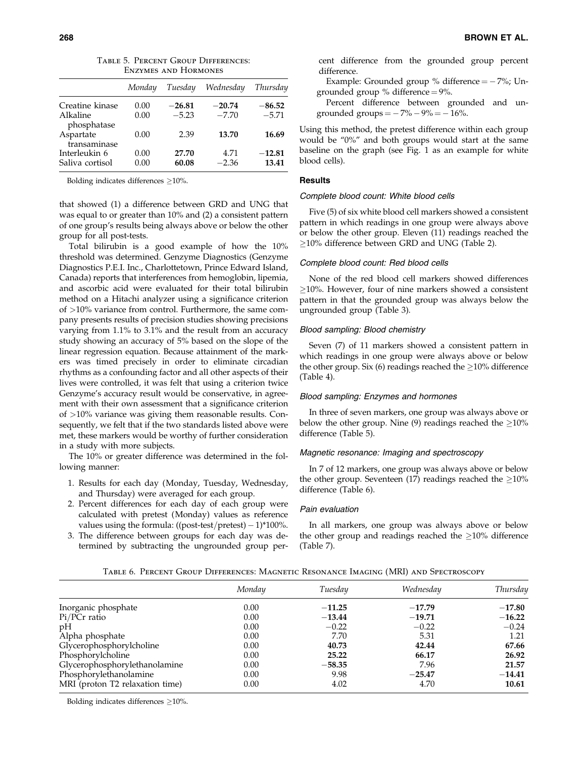Table 5. Percent Group Differences: Enzymes and Hormones

| | Monday | Tuesday | Wednesday | Thursday |
|---|---|---|---|---|
| Creatine kinase | 0.00 | **−26.81** | **−20.74** | **−86.52** |
| Alkaline phosphatase | 0.00 | −5.23 | −7.70 | −5.71 |
| Aspartate transaminase | 0.00 | 2.39 | **13.70** | **16.69** |
| Interleukin 6 | 0.00 | **27.70** | 4.71 | **−12.81** |
| Saliva cortisol | 0.00 | **60.08** | −2.36 | **13.41** |

Bolding indicates differences ≥10%.

that showed (1) a difference between GRD and UNG that was equal to or greater than 10% and (2) a consistent pattern of one group's results being always above or below the other group for all post-tests.

Total bilirubin is a good example of how the 10% threshold was determined. Genzyme Diagnostics (Genzyme Diagnostics P.E.I. Inc., Charlottetown, Prince Edward Island, Canada) reports that interferences from hemoglobin, lipemia, and ascorbic acid were evaluated for their total bilirubin method on a Hitachi analyzer using a significance criterion of >10% variance from control. Furthermore, the same company presents results of precision studies showing precisions varying from 1.1% to 3.1% and the result from an accuracy study showing an accuracy of 5% based on the slope of the linear regression equation. Because attainment of the markers was timed precisely in order to eliminate circadian rhythms as a confounding factor and all other aspects of their lives were controlled, it was felt that using a criterion twice Genzyme's accuracy result would be conservative, in agreement with their own assessment that a significance criterion of >10% variance was giving them reasonable results. Consequently, we felt that if the two standards listed above were met, these markers would be worthy of further consideration in a study with more subjects.

The 10% or greater difference was determined in the following manner:

1. Results for each day (Monday, Tuesday, Wednesday, and Thursday) were averaged for each group.
2. Percent differences for each day of each group were calculated with pretest (Monday) values as reference values using the formula: ((post-test/pretest) − 1)*100%.
3. The difference between groups for each day was determined by subtracting the ungrounded group percent difference from the grounded group percent difference.

   Example: Grounded group % difference = −7%; Ungrounded group % difference = 9%.

   Percent difference between grounded and ungrounded groups = −7% − 9% = −16%.

Using this method, the pretest difference within each group would be "0%" and both groups would start at the same baseline on the graph (see Fig. 1 as an example for white blood cells).

## Results

### *Complete blood count: White blood cells*

Five (5) of six white blood cell markers showed a consistent pattern in which readings in one group were always above or below the other group. Eleven (11) readings reached the ≥10% difference between GRD and UNG (Table 2).

### *Complete blood count: Red blood cells*

None of the red blood cell markers showed differences ≥10%. However, four of nine markers showed a consistent pattern in that the grounded group was always below the ungrounded group (Table 3).

### *Blood sampling: Blood chemistry*

Seven (7) of 11 markers showed a consistent pattern in which readings in one group were always above or below the other group. Six (6) readings reached the ≥10% difference (Table 4).

### *Blood sampling: Enzymes and hormones*

In three of seven markers, one group was always above or below the other group. Nine (9) readings reached the ≥10% difference (Table 5).

### *Magnetic resonance: Imaging and spectroscopy*

In 7 of 12 markers, one group was always above or below the other group. Seventeen (17) readings reached the ≥10% difference (Table 6).

### *Pain evaluation*

In all markers, one group was always above or below the other group and readings reached the ≥10% difference (Table 7).

Table 6. Percent Group Differences: Magnetic Resonance Imaging (MRI) and Spectroscopy

| | Monday | Tuesday | Wednesday | Thursday |
|---|---|---|---|---|
| Inorganic phosphate | 0.00 | **−11.25** | **−17.79** | **−17.80** |
| Pi/PCr ratio | 0.00 | **−13.44** | **−19.71** | **−16.22** |
| pH | 0.00 | −0.22 | −0.22 | −0.24 |
| Alpha phosphate | 0.00 | 7.70 | 5.31 | 1.21 |
| Glycerophosphorylcholine | 0.00 | **40.73** | **42.44** | **67.66** |
| Phosphorylcholine | 0.00 | **25.22** | **66.17** | **26.92** |
| Glycerophosphorylethanolamine | 0.00 | **−58.35** | 7.96 | **21.57** |
| Phosphorylethanolamine | 0.00 | 9.98 | **−25.47** | **−14.41** |
| MRI (proton T2 relaxation time) | 0.00 | 4.02 | 4.70 | **10.61** |

Bolding indicates differences ≥10%.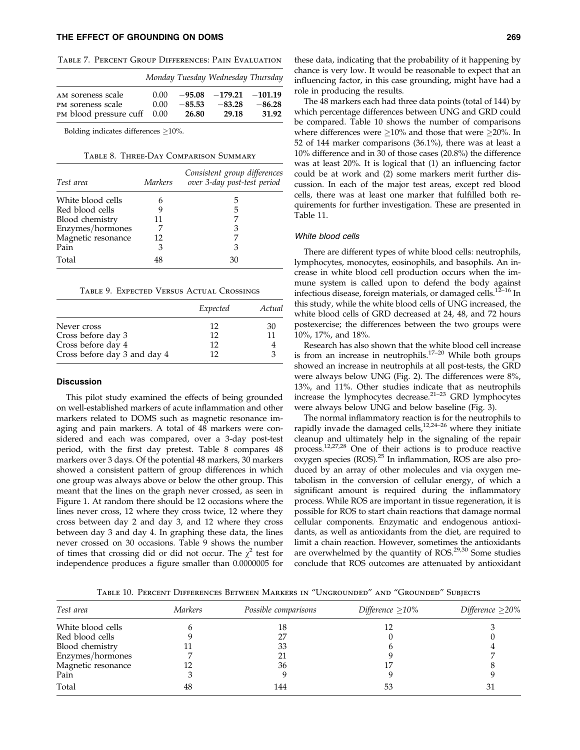Table 7. Percent Group Differences: Pain Evaluation

| | Monday | Tuesday | Wednesday | Thursday |
|---|---|---|---|---|
| AM soreness scale | 0.00 | **−95.08** | **−179.21** | **−101.19** |
| PM soreness scale | 0.00 | **−85.53** | **−83.28** | **−86.28** |
| PM blood pressure cuff | 0.00 | **26.80** | **29.18** | **31.92** |

Bolding indicates differences ≥10%.

Table 8. Three-Day Comparison Summary

| Test area | Markers | Consistent group differences over 3-day post-test period |
|---|---|---|
| White blood cells | 6 | 5 |
| Red blood cells | 9 | 5 |
| Blood chemistry | 11 | 7 |
| Enzymes/hormones | 7 | 3 |
| Magnetic resonance | 12 | 7 |
| Pain | 3 | 3 |
| Total | 48 | 30 |

Table 9. Expected Versus Actual Crossings

| | Expected | Actual |
|---|---|---|
| Never cross | 12 | 30 |
| Cross before day 3 | 12 | 11 |
| Cross before day 4 | 12 | 4 |
| Cross before day 3 and day 4 | 12 | 3 |

## Discussion

This pilot study examined the effects of being grounded on well-established markers of acute inflammation and other markers related to DOMS such as magnetic resonance imaging and pain markers. A total of 48 markers were considered and each was compared, over a 3-day post-test period, with the first day pretest. Table 8 compares 48 markers over 3 days. Of the potential 48 markers, 30 markers showed a consistent pattern of group differences in which one group was always above or below the other group. This meant that the lines on the graph never crossed, as seen in Figure 1. At random there should be 12 occasions where the lines never cross, 12 where they cross twice, 12 where they cross between day 2 and day 3, and 12 where they cross between day 3 and day 4. In graphing these data, the lines never crossed on 30 occasions. Table 9 shows the number of times that crossing did or did not occur. The $\chi^2$ test for independence produces a figure smaller than 0.0000005 for these data, indicating that the probability of it happening by chance is very low. It would be reasonable to expect that an influencing factor, in this case grounding, might have had a role in producing the results.

The 48 markers each had three data points (total of 144) by which percentage differences between UNG and GRD could be compared. Table 10 shows the number of comparisons where differences were ≥10% and those that were ≥20%. In 52 of 144 marker comparisons (36.1%), there was at least a 10% difference and in 30 of those cases (20.8%) the difference was at least 20%. It is logical that (1) an influencing factor could be at work and (2) some markers merit further discussion. In each of the major test areas, except red blood cells, there was at least one marker that fulfilled both requirements for further investigation. These are presented in Table 11.

### White blood cells

There are different types of white blood cells: neutrophils, lymphocytes, monocytes, eosinophils, and basophils. An increase in white blood cell production occurs when the immune system is called upon to defend the body against infectious disease, foreign materials, or damaged cells.[12–16] In this study, while the white blood cells of UNG increased, the white blood cells of GRD decreased at 24, 48, and 72 hours postexercise; the differences between the two groups were 10%, 17%, and 18%.

Research has also shown that the white blood cell increase is from an increase in neutrophils.[17–20] While both groups showed an increase in neutrophils at all post-tests, the GRD were always below UNG (Fig. 2). The differences were 8%, 13%, and 11%. Other studies indicate that as neutrophils increase the lymphocytes decrease.[21–23] GRD lymphocytes were always below UNG and below baseline (Fig. 3).

The normal inflammatory reaction is for the neutrophils to rapidly invade the damaged cells,[12,24–26] where they initiate cleanup and ultimately help in the signaling of the repair process.[12,27,28] One of their actions is to produce reactive oxygen species (ROS).[25] In inflammation, ROS are also produced by an array of other molecules and via oxygen metabolism in the conversion of cellular energy, of which a significant amount is required during the inflammatory process. While ROS are important in tissue regeneration, it is possible for ROS to start chain reactions that damage normal cellular components. Enzymatic and endogenous antioxidants, as well as antioxidants from the diet, are required to limit a chain reaction. However, sometimes the antioxidants are overwhelmed by the quantity of ROS.[29,30] Some studies conclude that ROS outcomes are attenuated by antioxidant

Table 10. Percent Differences Between Markers in "Ungrounded" and "Grounded" Subjects

| Test area | Markers | Possible comparisons | Difference ≥10% | Difference ≥20% |
|---|---|---|---|---|
| White blood cells | 6 | 18 | 12 | 3 |
| Red blood cells | 9 | 27 | 0 | 0 |
| Blood chemistry | 11 | 33 | 6 | 4 |
| Enzymes/hormones | 7 | 21 | 9 | 7 |
| Magnetic resonance | 12 | 36 | 17 | 8 |
| Pain | 3 | 9 | 9 | 9 |
| Total | 48 | 144 | 53 | 31 |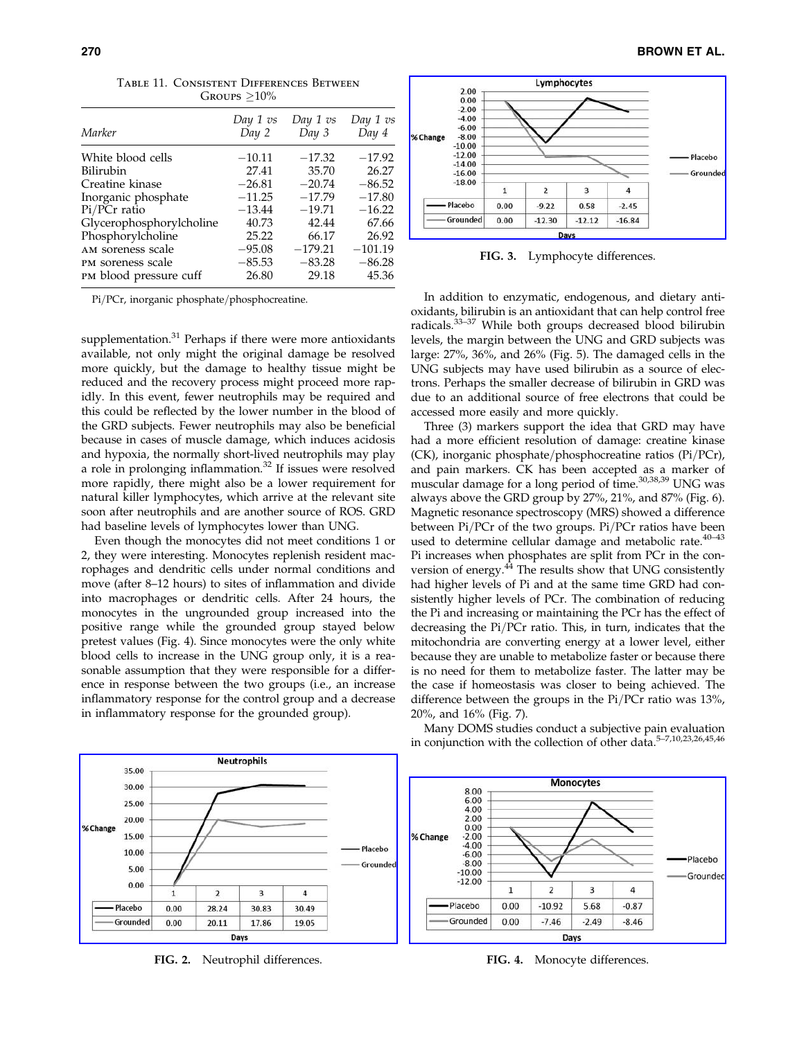Table 11. Consistent Differences Between Groups ≥10%

| Marker | Day 1 vs Day 2 | Day 1 vs Day 3 | Day 1 vs Day 4 |
|---|---|---|---|
| White blood cells | −10.11 | −17.32 | −17.92 |
| Bilirubin | 27.41 | 35.70 | 26.27 |
| Creatine kinase | −26.81 | −20.74 | −86.52 |
| Inorganic phosphate | −11.25 | −17.79 | −17.80 |
| Pi/PCr ratio | −13.44 | −19.71 | −16.22 |
| Glycerophosphorylcholine | 40.73 | 42.44 | 67.66 |
| Phosphorylcholine | 25.22 | 66.17 | 26.92 |
| AM soreness scale | −95.08 | −179.21 | −101.19 |
| PM soreness scale | −85.53 | −83.28 | −86.28 |
| PM blood pressure cuff | 26.80 | 29.18 | 45.36 |

Pi/PCr, inorganic phosphate/phosphocreatine.

supplementation.[31] Perhaps if there were more antioxidants available, not only might the original damage be resolved more quickly, but the damage to healthy tissue might be reduced and the recovery process might proceed more rapidly. In this event, fewer neutrophils may be required and this could be reflected by the lower number in the blood of the GRD subjects. Fewer neutrophils may also be beneficial because in cases of muscle damage, which induces acidosis and hypoxia, the normally short-lived neutrophils may play a role in prolonging inflammation.[32] If issues were resolved more rapidly, there might also be a lower requirement for natural killer lymphocytes, which arrive at the relevant site soon after neutrophils and are another source of ROS. GRD had baseline levels of lymphocytes lower than UNG.

Even though the monocytes did not meet conditions 1 or 2, they were interesting. Monocytes replenish resident macrophages and dendritic cells under normal conditions and move (after 8–12 hours) to sites of inflammation and divide into macrophages or dendritic cells. After 24 hours, the monocytes in the ungrounded group increased into the positive range while the grounded group stayed below pretest values (Fig. 4). Since monocytes were the only white blood cells to increase in the UNG group only, it is a reasonable assumption that they were responsible for a difference in response between the two groups (i.e., an increase inflammatory response for the control group and a decrease in inflammatory response for the grounded group).

**Neutrophils** (% Change by Days)

| | 1 | 2 | 3 | 4 |
|---|---|---|---|---|
| Placebo | 0.00 | 28.24 | 30.83 | 30.49 |
| Grounded | 0.00 | 20.11 | 17.86 | 19.05 |

FIG. 2. Neutrophil differences.

**Lymphocytes** (% Change by Days)

| | 1 | 2 | 3 | 4 |
|---|---|---|---|---|
| Placebo | 0.00 | -9.22 | 0.58 | -2.45 |
| Grounded | 0.00 | -12.30 | -12.12 | -16.84 |

FIG. 3. Lymphocyte differences.

In addition to enzymatic, endogenous, and dietary antioxidants, bilirubin is an antioxidant that can help control free radicals.[33–37] While both groups decreased blood bilirubin levels, the margin between the UNG and GRD subjects was large: 27%, 36%, and 26% (Fig. 5). The damaged cells in the UNG subjects may have used bilirubin as a source of electrons. Perhaps the smaller decrease of bilirubin in GRD was due to an additional source of free electrons that could be accessed more easily and more quickly.

Three (3) markers support the idea that GRD may have had a more efficient resolution of damage: creatine kinase (CK), inorganic phosphate/phosphocreatine ratios (Pi/PCr), and pain markers. CK has been accepted as a marker of muscular damage for a long period of time.[30,38,39] UNG was always above the GRD group by 27%, 21%, and 87% (Fig. 6). Magnetic resonance spectroscopy (MRS) showed a difference between Pi/PCr of the two groups. Pi/PCr ratios have been used to determine cellular damage and metabolic rate.[40–43] Pi increases when phosphates are split from PCr in the conversion of energy.[44] The results show that UNG consistently had higher levels of Pi and at the same time GRD had consistently higher levels of PCr. The combination of reducing the Pi and increasing or maintaining the PCr has the effect of decreasing the Pi/PCr ratio. This, in turn, indicates that the mitochondria are converting energy at a lower level, either because they are unable to metabolize faster or because there is no need for them to metabolize faster. The latter may be the case if homeostasis was closer to being achieved. The difference between the groups in the Pi/PCr ratio was 13%, 20%, and 16% (Fig. 7).

Many DOMS studies conduct a subjective pain evaluation in conjunction with the collection of other data.[5–7,10,23,26,45,46]

**Monocytes** (% Change by Days)

| | 1 | 2 | 3 | 4 |
|---|---|---|---|---|
| Placebo | 0.00 | -10.92 | 5.68 | -0.87 |
| Grounded | 0.00 | -7.46 | -2.49 | -8.46 |

FIG. 4. Monocyte differences.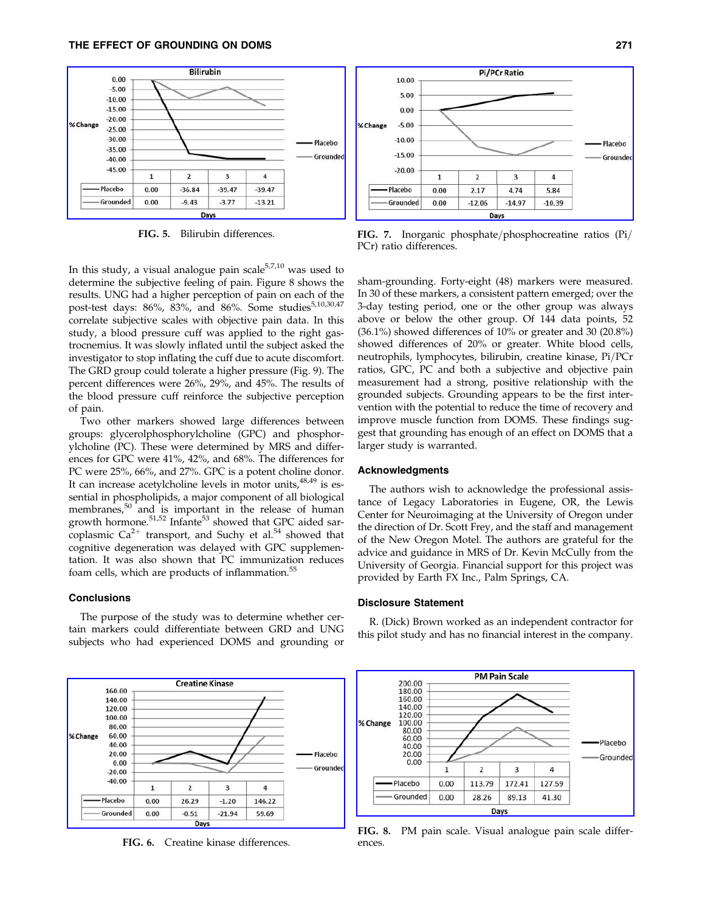| Bilirubin | 1 | 2 | 3 | 4 |
|---|---|---|---|---|
| Placebo | 0.00 | -36.84 | -39.47 | -39.47 |
| Grounded | 0.00 | -9.43 | -3.77 | -13.21 |

FIG. 5. Bilirubin differences.

| Pi/PCr Ratio | 1 | 2 | 3 | 4 |
|---|---|---|---|---|
| Placebo | 0.00 | 2.17 | 4.74 | 5.84 |
| Grounded | 0.00 | -12.06 | -14.97 | -10.39 |

FIG. 7. Inorganic phosphate/phosphocreatine ratios (Pi/PCr) ratio differences.

In this study, a visual analogue pain scale[5,7,10] was used to determine the subjective feeling of pain. Figure 8 shows the results. UNG had a higher perception of pain on each of the post-test days: 86%, 83%, and 86%. Some studies[5,10,30,47] correlate subjective scales with objective pain data. In this study, a blood pressure cuff was applied to the right gastrocnemius. It was slowly inflated until the subject asked the investigator to stop inflating the cuff due to acute discomfort. The GRD group could tolerate a higher pressure (Fig. 9). The percent differences were 26%, 29%, and 45%. The results of the blood pressure cuff reinforce the subjective perception of pain.

Two other markers showed large differences between groups: glycerolphosphorylcholine (GPC) and phosphorylcholine (PC). These were determined by MRS and differences for GPC were 41%, 42%, and 68%. The differences for PC were 25%, 66%, and 27%. GPC is a potent choline donor. It can increase acetylcholine levels in motor units,[48,49] is essential in phospholipids, a major component of all biological membranes,[50] and is important in the release of human growth hormone.[51,52] Infante[53] showed that GPC aided sarcoplasmic $Ca^{2+}$ transport, and Suchy et al.[54] showed that cognitive degeneration was delayed with GPC supplementation. It was also shown that PC immunization reduces foam cells, which are products of inflammation.[55]

## Conclusions

The purpose of the study was to determine whether certain markers could differentiate between GRD and UNG subjects who had experienced DOMS and grounding or sham-grounding. Forty-eight (48) markers were measured. In 30 of these markers, a consistent pattern emerged; over the 3-day testing period, one or the other group was always above or below the other group. Of 144 data points, 52 (36.1%) showed differences of 10% or greater and 30 (20.8%) showed differences of 20% or greater. White blood cells, neutrophils, lymphocytes, bilirubin, creatine kinase, Pi/PCr ratios, GPC, PC and both a subjective and objective pain measurement had a strong, positive relationship with the grounded subjects. Grounding appears to be the first intervention with the potential to reduce the time of recovery and improve muscle function from DOMS. These findings suggest that grounding has enough of an effect on DOMS that a larger study is warranted.

## Acknowledgments

The authors wish to acknowledge the professional assistance of Legacy Laboratories in Eugene, OR, the Lewis Center for Neuroimaging at the University of Oregon under the direction of Dr. Scott Frey, and the staff and management of the New Oregon Motel. The authors are grateful for the advice and guidance in MRS of Dr. Kevin McCully from the University of Georgia. Financial support for this project was provided by Earth FX Inc., Palm Springs, CA.

## Disclosure Statement

R. (Dick) Brown worked as an independent contractor for this pilot study and has no financial interest in the company.

| Creatine Kinase | 1 | 2 | 3 | 4 |
|---|---|---|---|---|
| Placebo | 0.00 | 26.29 | -1.20 | 146.22 |
| Grounded | 0.00 | -0.51 | -21.94 | 59.69 |

FIG. 6. Creatine kinase differences.

| PM Pain Scale | 1 | 2 | 3 | 4 |
|---|---|---|---|---|
| Placebo | 0.00 | 113.79 | 172.41 | 127.59 |
| Grounded | 0.00 | 28.26 | 89.13 | 41.30 |

FIG. 8. PM pain scale. Visual analogue pain scale differences.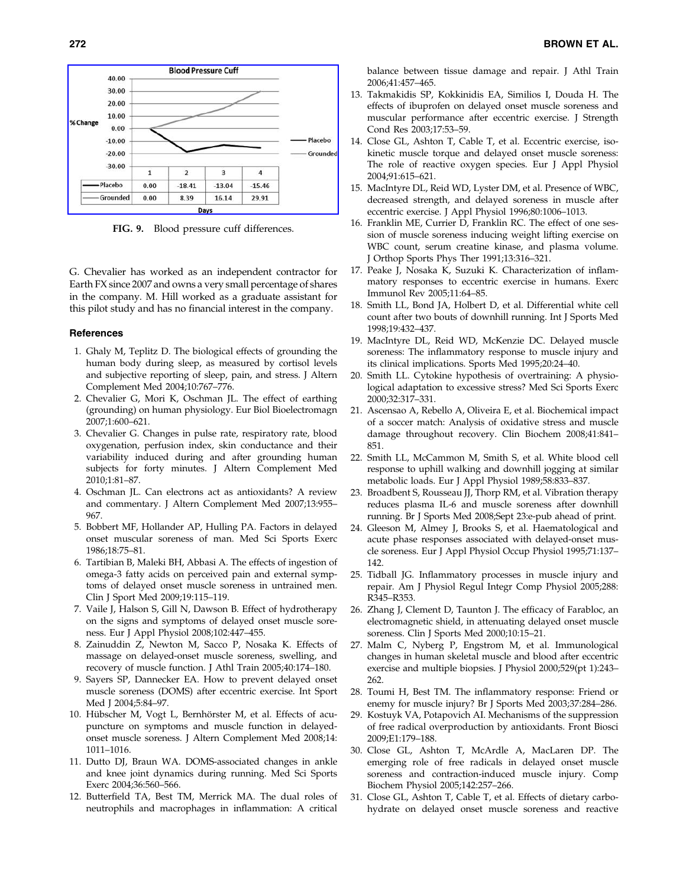| | 1 | 2 | 3 | 4 |
|---|---|---|---|---|
| Placebo | 0.00 | -18.41 | -13.04 | -15.46 |
| Grounded | 0.00 | 8.39 | 16.14 | 29.91 |

**FIG. 9.** Blood pressure cuff differences.

G. Chevalier has worked as an independent contractor for Earth FX since 2007 and owns a very small percentage of shares in the company. M. Hill worked as a graduate assistant for this pilot study and has no financial interest in the company.

## References

1. Ghaly M, Teplitz D. The biological effects of grounding the human body during sleep, as measured by cortisol levels and subjective reporting of sleep, pain, and stress. J Altern Complement Med 2004;10:767–776.
2. Chevalier G, Mori K, Oschman JL. The effect of earthing (grounding) on human physiology. Eur Biol Bioelectromagn 2007;1:600–621.
3. Chevalier G. Changes in pulse rate, respiratory rate, blood oxygenation, perfusion index, skin conductance and their variability induced during and after grounding human subjects for forty minutes. J Altern Complement Med 2010;1:81–87.
4. Oschman JL. Can electrons act as antioxidants? A review and commentary. J Altern Complement Med 2007;13:955–967.
5. Bobbert MF, Hollander AP, Hulling PA. Factors in delayed onset muscular soreness of man. Med Sci Sports Exerc 1986;18:75–81.
6. Tartibian B, Maleki BH, Abbasi A. The effects of ingestion of omega-3 fatty acids on perceived pain and external symptoms of delayed onset muscle soreness in untrained men. Clin J Sport Med 2009;19:115–119.
7. Vaile J, Halson S, Gill N, Dawson B. Effect of hydrotherapy on the signs and symptoms of delayed onset muscle soreness. Eur J Appl Physiol 2008;102:447–455.
8. Zainuddin Z, Newton M, Sacco P, Nosaka K. Effects of massage on delayed-onset muscle soreness, swelling, and recovery of muscle function. J Athl Train 2005;40:174–180.
9. Sayers SP, Dannecker EA. How to prevent delayed onset muscle soreness (DOMS) after eccentric exercise. Int Sport Med J 2004;5:84–97.
10. Hübscher M, Vogt L, Bernhörster M, et al. Effects of acupuncture on symptoms and muscle function in delayed-onset muscle soreness. J Altern Complement Med 2008;14:1011–1016.
11. Dutto DJ, Braun WA. DOMS-associated changes in ankle and knee joint dynamics during running. Med Sci Sports Exerc 2004;36:560–566.
12. Butterfield TA, Best TM, Merrick MA. The dual roles of neutrophils and macrophages in inflammation: A critical balance between tissue damage and repair. J Athl Train 2006;41:457–465.
13. Takmakidis SP, Kokkinidis EA, Similios I, Douda H. The effects of ibuprofen on delayed onset muscle soreness and muscular performance after eccentric exercise. J Strength Cond Res 2003;17:53–59.
14. Close GL, Ashton T, Cable T, et al. Eccentric exercise, isokinetic muscle torque and delayed onset muscle soreness: The role of reactive oxygen species. Eur J Appl Physiol 2004;91:615–621.
15. MacIntyre DL, Reid WD, Lyster DM, et al. Presence of WBC, decreased strength, and delayed soreness in muscle after eccentric exercise. J Appl Physiol 1996;80:1006–1013.
16. Franklin ME, Currier D, Franklin RC. The effect of one session of muscle soreness inducing weight lifting exercise on WBC count, serum creatine kinase, and plasma volume. J Orthop Sports Phys Ther 1991;13:316–321.
17. Peake J, Nosaka K, Suzuki K. Characterization of inflammatory responses to eccentric exercise in humans. Exerc Immunol Rev 2005;11:64–85.
18. Smith LL, Bond JA, Holbert D, et al. Differential white cell count after two bouts of downhill running. Int J Sports Med 1998;19:432–437.
19. MacIntyre DL, Reid WD, McKenzie DC. Delayed muscle soreness: The inflammatory response to muscle injury and its clinical implications. Sports Med 1995;20:24–40.
20. Smith LL. Cytokine hypothesis of overtraining: A physiological adaptation to excessive stress? Med Sci Sports Exerc 2000;32:317–331.
21. Ascensao A, Rebello A, Oliveira E, et al. Biochemical impact of a soccer match: Analysis of oxidative stress and muscle damage throughout recovery. Clin Biochem 2008;41:841–851.
22. Smith LL, McCammon M, Smith S, et al. White blood cell response to uphill walking and downhill jogging at similar metabolic loads. Eur J Appl Physiol 1989;58:833–837.
23. Broadbent S, Rousseau JJ, Thorp RM, et al. Vibration therapy reduces plasma IL-6 and muscle soreness after downhill running. Br J Sports Med 2008;Sept 23:e-pub ahead of print.
24. Gleeson M, Almey J, Brooks S, et al. Haematological and acute phase responses associated with delayed-onset muscle soreness. Eur J Appl Physiol Occup Physiol 1995;71:137–142.
25. Tidball JG. Inflammatory processes in muscle injury and repair. Am J Physiol Regul Integr Comp Physiol 2005;288: R345–R353.
26. Zhang J, Clement D, Taunton J. The efficacy of Farabloc, an electromagnetic shield, in attenuating delayed onset muscle soreness. Clin J Sports Med 2000;10:15–21.
27. Malm C, Nyberg P, Engstrom M, et al. Immunological changes in human skeletal muscle and blood after eccentric exercise and multiple biopsies. J Physiol 2000;529(pt 1):243–262.
28. Toumi H, Best TM. The inflammatory response: Friend or enemy for muscle injury? Br J Sports Med 2003;37:284–286.
29. Kostuyk VA, Potapovich AI. Mechanisms of the suppression of free radical overproduction by antioxidants. Front Biosci 2009;E1:179–188.
30. Close GL, Ashton T, McArdle A, MacLaren DP. The emerging role of free radicals in delayed onset muscle soreness and contraction-induced muscle injury. Comp Biochem Physiol 2005;142:257–266.
31. Close GL, Ashton T, Cable T, et al. Effects of dietary carbohydrate on delayed onset muscle soreness and reactive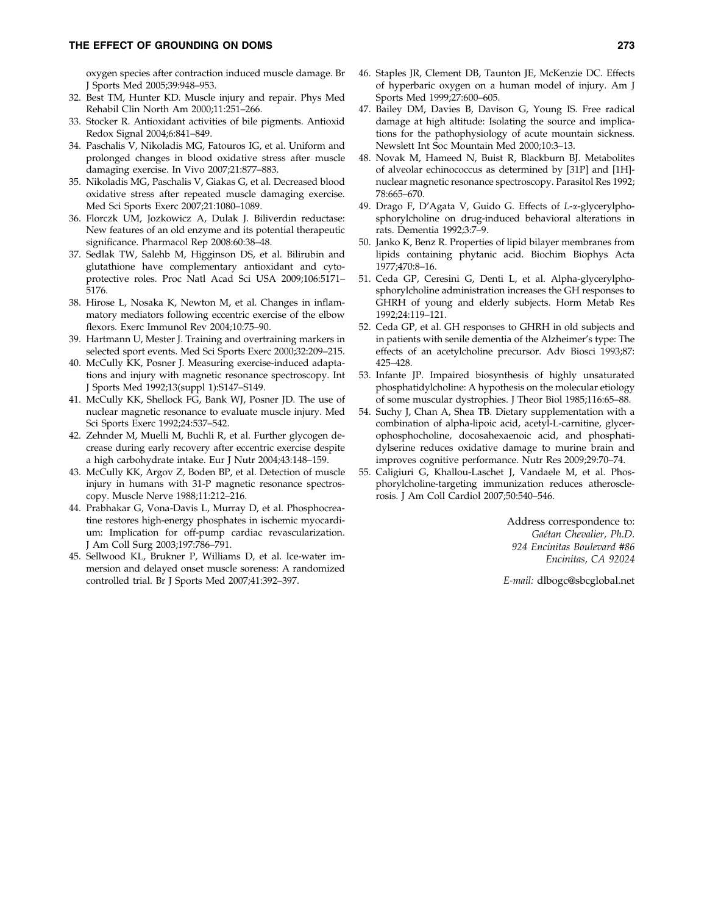oxygen species after contraction induced muscle damage. Br J Sports Med 2005;39:948–953.

32. Best TM, Hunter KD. Muscle injury and repair. Phys Med Rehabil Clin North Am 2000;11:251–266.
33. Stocker R. Antioxidant activities of bile pigments. Antioxid Redox Signal 2004;6:841–849.
34. Paschalis V, Nikoladis MG, Fatouros IG, et al. Uniform and prolonged changes in blood oxidative stress after muscle damaging exercise. In Vivo 2007;21:877–883.
35. Nikoladis MG, Paschalis V, Giakas G, et al. Decreased blood oxidative stress after repeated muscle damaging exercise. Med Sci Sports Exerc 2007;21:1080–1089.
36. Florczk UM, Jozkowicz A, Dulak J. Biliverdin reductase: New features of an old enzyme and its potential therapeutic significance. Pharmacol Rep 2008:60:38–48.
37. Sedlak TW, Salehb M, Higginson DS, et al. Bilirubin and glutathione have complementary antioxidant and cytoprotective roles. Proc Natl Acad Sci USA 2009;106:5171–5176.
38. Hirose L, Nosaka K, Newton M, et al. Changes in inflammatory mediators following eccentric exercise of the elbow flexors. Exerc Immunol Rev 2004;10:75–90.
39. Hartmann U, Mester J. Training and overtraining markers in selected sport events. Med Sci Sports Exerc 2000;32:209–215.
40. McCully KK, Posner J. Measuring exercise-induced adaptations and injury with magnetic resonance spectroscopy. Int J Sports Med 1992;13(suppl 1):S147–S149.
41. McCully KK, Shellock FG, Bank WJ, Posner JD. The use of nuclear magnetic resonance to evaluate muscle injury. Med Sci Sports Exerc 1992;24:537–542.
42. Zehnder M, Muelli M, Buchli R, et al. Further glycogen decrease during early recovery after eccentric exercise despite a high carbohydrate intake. Eur J Nutr 2004;43:148–159.
43. McCully KK, Argov Z, Boden BP, et al. Detection of muscle injury in humans with 31-P magnetic resonance spectroscopy. Muscle Nerve 1988;11:212–216.
44. Prabhakar G, Vona-Davis L, Murray D, et al. Phosphocreatine restores high-energy phosphates in ischemic myocardium: Implication for off-pump cardiac revascularization. J Am Coll Surg 2003;197:786–791.
45. Sellwood KL, Brukner P, Williams D, et al. Ice-water immersion and delayed onset muscle soreness: A randomized controlled trial. Br J Sports Med 2007;41:392–397.
46. Staples JR, Clement DB, Taunton JE, McKenzie DC. Effects of hyperbaric oxygen on a human model of injury. Am J Sports Med 1999;27:600–605.
47. Bailey DM, Davies B, Davison G, Young IS. Free radical damage at high altitude: Isolating the source and implications for the pathophysiology of acute mountain sickness. Newslett Int Soc Mountain Med 2000;10:3–13.
48. Novak M, Hameed N, Buist R, Blackburn BJ. Metabolites of alveolar echinococcus as determined by [31P] and [1H]-nuclear magnetic resonance spectroscopy. Parasitol Res 1992; 78:665–670.
49. Drago F, D'Agata V, Guido G. Effects of *L*-α-glycerylphosphorylcholine on drug-induced behavioral alterations in rats. Dementia 1992;3:7–9.
50. Janko K, Benz R. Properties of lipid bilayer membranes from lipids containing phytanic acid. Biochim Biophys Acta 1977;470:8–16.
51. Ceda GP, Ceresini G, Denti L, et al. Alpha-glycerylphosphorylcholine administration increases the GH responses to GHRH of young and elderly subjects. Horm Metab Res 1992;24:119–121.
52. Ceda GP, et al. GH responses to GHRH in old subjects and in patients with senile dementia of the Alzheimer's type: The effects of an acetylcholine precursor. Adv Biosci 1993;87: 425–428.
53. Infante JP. Impaired biosynthesis of highly unsaturated phosphatidylcholine: A hypothesis on the molecular etiology of some muscular dystrophies. J Theor Biol 1985;116:65–88.
54. Suchy J, Chan A, Shea TB. Dietary supplementation with a combination of alpha-lipoic acid, acetyl-L-carnitine, glycerophosphocholine, docosahexaenoic acid, and phosphatidylserine reduces oxidative damage to murine brain and improves cognitive performance. Nutr Res 2009;29:70–74.
55. Caligiuri G, Khallou-Laschet J, Vandaele M, et al. Phosphorylcholine-targeting immunization reduces atherosclerosis. J Am Coll Cardiol 2007;50:540–546.

Address correspondence to:
*Gaétan Chevalier, Ph.D.*
*924 Encinitas Boulevard #86*
*Encinitas, CA 92024*

*E-mail:* dlbogc@sbcglobal.net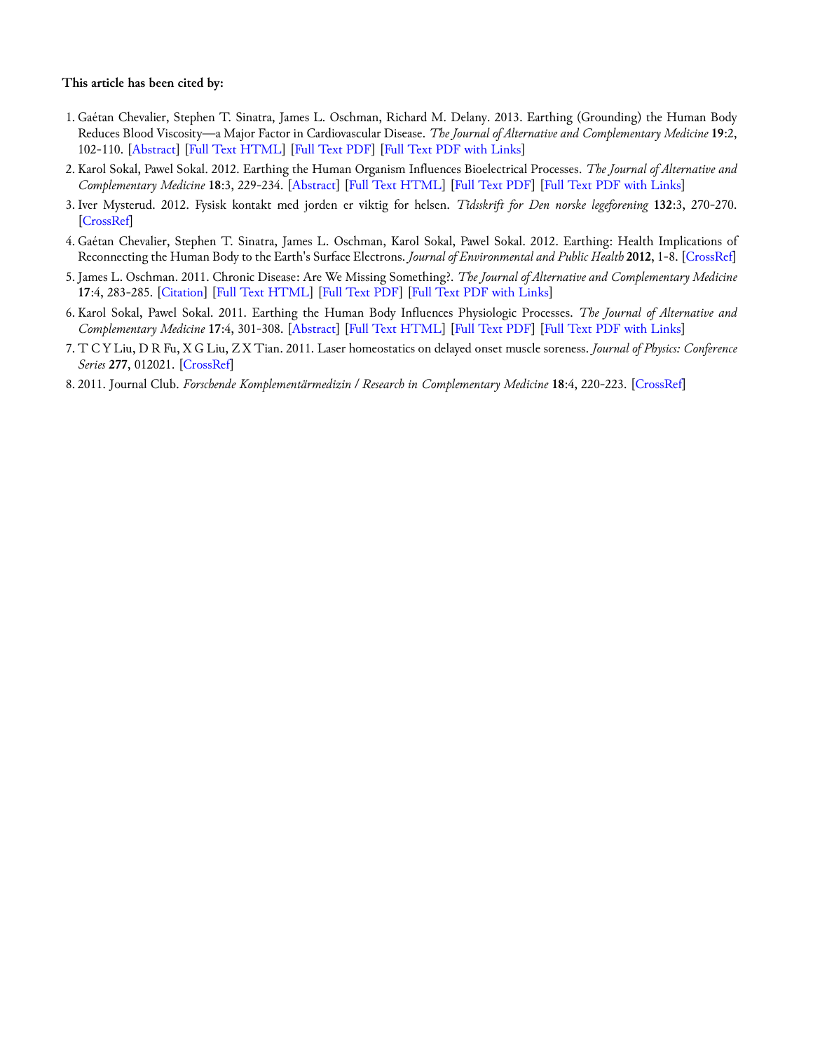**This article has been cited by:**

1. Gaétan Chevalier, Stephen T. Sinatra, James L. Oschman, Richard M. Delany. 2013. Earthing (Grounding) the Human Body Reduces Blood Viscosity—a Major Factor in Cardiovascular Disease. *The Journal of Alternative and Complementary Medicine* **19**:2, 102-110. [Abstract] [Full Text HTML] [Full Text PDF] [Full Text PDF with Links]
2. Karol Sokal, Pawel Sokal. 2012. Earthing the Human Organism Influences Bioelectrical Processes. *The Journal of Alternative and Complementary Medicine* **18**:3, 229-234. [Abstract] [Full Text HTML] [Full Text PDF] [Full Text PDF with Links]
3. Iver Mysterud. 2012. Fysisk kontakt med jorden er viktig for helsen. *Tidsskrift for Den norske legeforening* **132**:3, 270-270. [CrossRef]
4. Gaétan Chevalier, Stephen T. Sinatra, James L. Oschman, Karol Sokal, Pawel Sokal. 2012. Earthing: Health Implications of Reconnecting the Human Body to the Earth's Surface Electrons. *Journal of Environmental and Public Health* **2012**, 1-8. [CrossRef]
5. James L. Oschman. 2011. Chronic Disease: Are We Missing Something?. *The Journal of Alternative and Complementary Medicine* **17**:4, 283-285. [Citation] [Full Text HTML] [Full Text PDF] [Full Text PDF with Links]
6. Karol Sokal, Pawel Sokal. 2011. Earthing the Human Body Influences Physiologic Processes. *The Journal of Alternative and Complementary Medicine* **17**:4, 301-308. [Abstract] [Full Text HTML] [Full Text PDF] [Full Text PDF with Links]
7. T C Y Liu, D R Fu, X G Liu, Z X Tian. 2011. Laser homeostatics on delayed onset muscle soreness. *Journal of Physics: Conference Series* **277**, 012021. [CrossRef]
8. 2011. Journal Club. *Forschende Komplementärmedizin / Research in Complementary Medicine* **18**:4, 220-223. [CrossRef]